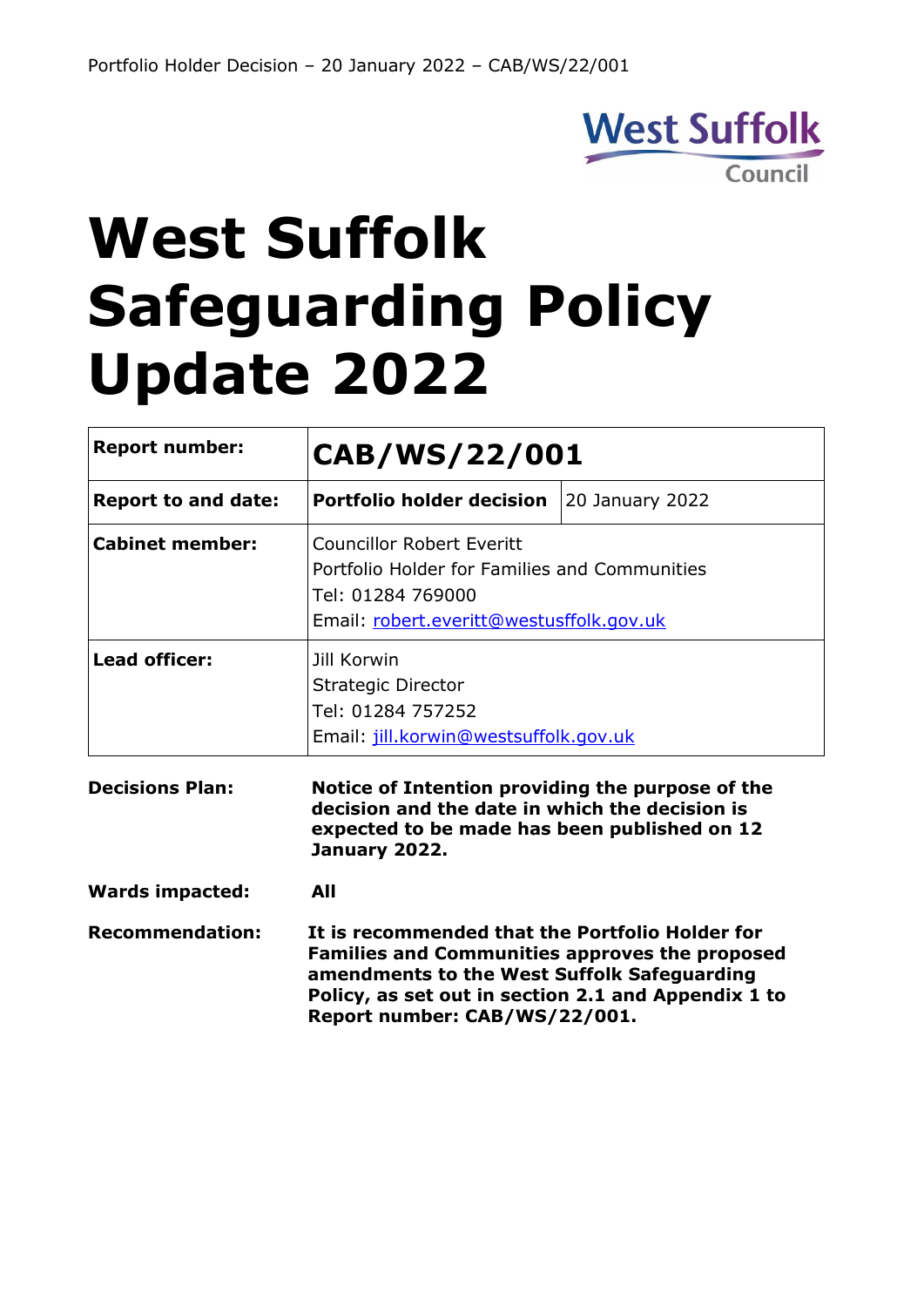# West Suffolk Safeguarding Policy Update 2022

| **Report number:** | **CAB/WS/22/001** | |
|---|---|---|
| **Report to and date:** | **Portfolio holder decision** | 20 January 2022 |
| **Cabinet member:** | Councillor Robert Everitt<br>Portfolio Holder for Families and Communities<br>Tel: 01284 769000<br>Email: robert.everitt@westusffolk.gov.uk | |
| **Lead officer:** | Jill Korwin<br>Strategic Director<br>Tel: 01284 757252<br>Email: jill.korwin@westsuffolk.gov.uk | |

**Decisions Plan:** **Notice of Intention providing the purpose of the decision and the date in which the decision is expected to be made has been published on 12 January 2022.**

**Wards impacted:** **All**

**Recommendation:** **It is recommended that the Portfolio Holder for Families and Communities approves the proposed amendments to the West Suffolk Safeguarding Policy, as set out in section 2.1 and Appendix 1 to Report number: CAB/WS/22/001.**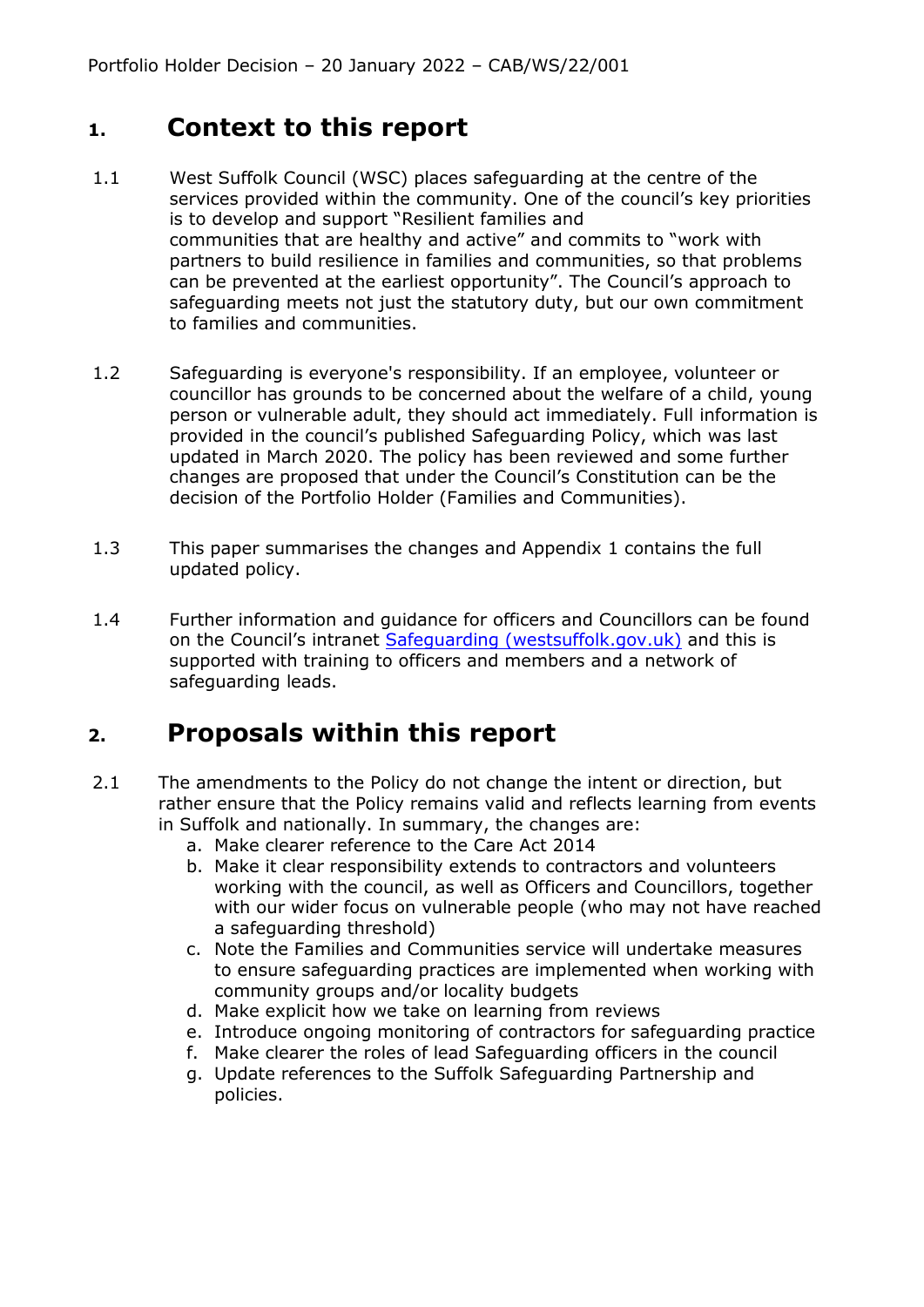## 1. Context to this report

1.1 West Suffolk Council (WSC) places safeguarding at the centre of the services provided within the community. One of the council's key priorities is to develop and support "Resilient families and communities that are healthy and active" and commits to "work with partners to build resilience in families and communities, so that problems can be prevented at the earliest opportunity". The Council's approach to safeguarding meets not just the statutory duty, but our own commitment to families and communities.

1.2 Safeguarding is everyone's responsibility. If an employee, volunteer or councillor has grounds to be concerned about the welfare of a child, young person or vulnerable adult, they should act immediately. Full information is provided in the council's published Safeguarding Policy, which was last updated in March 2020. The policy has been reviewed and some further changes are proposed that under the Council's Constitution can be the decision of the Portfolio Holder (Families and Communities).

1.3 This paper summarises the changes and Appendix 1 contains the full updated policy.

1.4 Further information and guidance for officers and Councillors can be found on the Council's intranet [Safeguarding (westsuffolk.gov.uk)] and this is supported with training to officers and members and a network of safeguarding leads.

## 2. Proposals within this report

2.1 The amendments to the Policy do not change the intent or direction, but rather ensure that the Policy remains valid and reflects learning from events in Suffolk and nationally. In summary, the changes are:

a. Make clearer reference to the Care Act 2014
b. Make it clear responsibility extends to contractors and volunteers working with the council, as well as Officers and Councillors, together with our wider focus on vulnerable people (who may not have reached a safeguarding threshold)
c. Note the Families and Communities service will undertake measures to ensure safeguarding practices are implemented when working with community groups and/or locality budgets
d. Make explicit how we take on learning from reviews
e. Introduce ongoing monitoring of contractors for safeguarding practice
f. Make clearer the roles of lead Safeguarding officers in the council
g. Update references to the Suffolk Safeguarding Partnership and policies.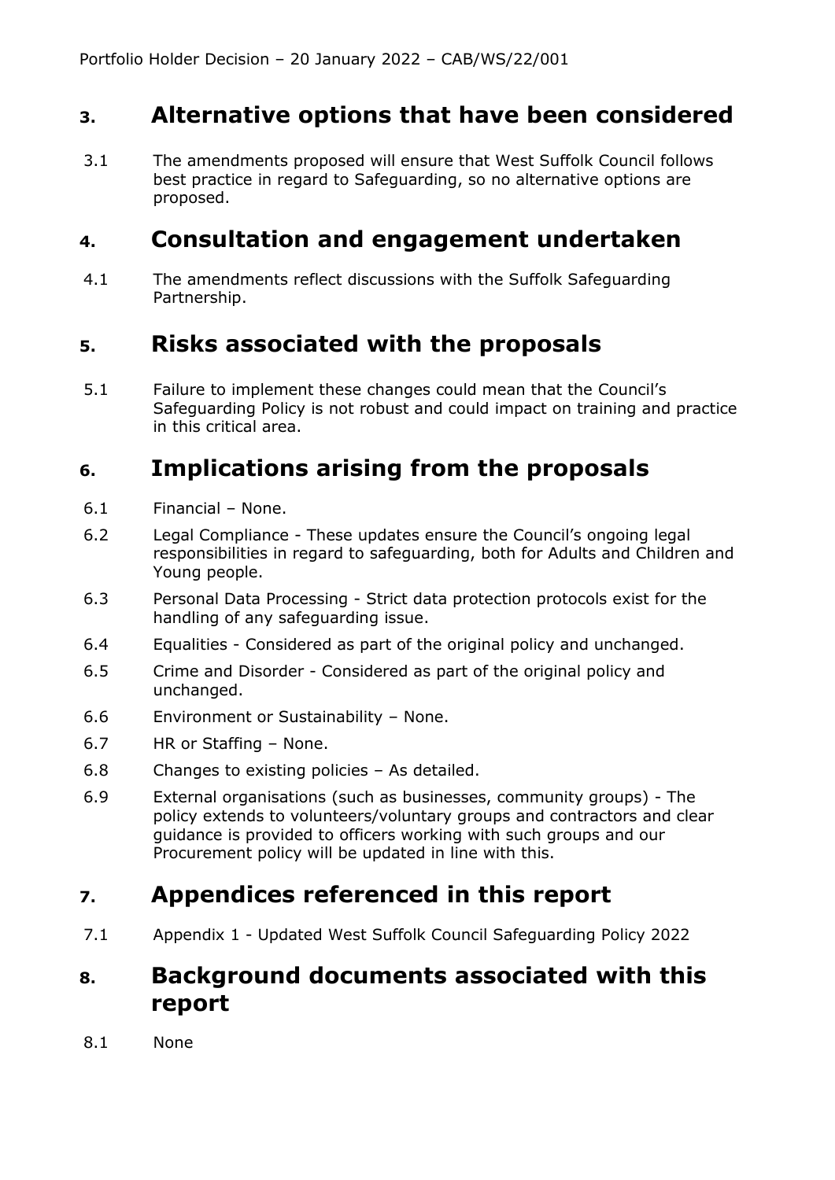## 3. Alternative options that have been considered

3.1 The amendments proposed will ensure that West Suffolk Council follows best practice in regard to Safeguarding, so no alternative options are proposed.

## 4. Consultation and engagement undertaken

4.1 The amendments reflect discussions with the Suffolk Safeguarding Partnership.

## 5. Risks associated with the proposals

5.1 Failure to implement these changes could mean that the Council's Safeguarding Policy is not robust and could impact on training and practice in this critical area.

## 6. Implications arising from the proposals

6.1 Financial – None.

6.2 Legal Compliance - These updates ensure the Council's ongoing legal responsibilities in regard to safeguarding, both for Adults and Children and Young people.

6.3 Personal Data Processing - Strict data protection protocols exist for the handling of any safeguarding issue.

6.4 Equalities - Considered as part of the original policy and unchanged.

6.5 Crime and Disorder - Considered as part of the original policy and unchanged.

6.6 Environment or Sustainability – None.

6.7 HR or Staffing – None.

6.8 Changes to existing policies – As detailed.

6.9 External organisations (such as businesses, community groups) - The policy extends to volunteers/voluntary groups and contractors and clear guidance is provided to officers working with such groups and our Procurement policy will be updated in line with this.

## 7. Appendices referenced in this report

7.1 Appendix 1 - Updated West Suffolk Council Safeguarding Policy 2022

## 8. Background documents associated with this report

8.1 None